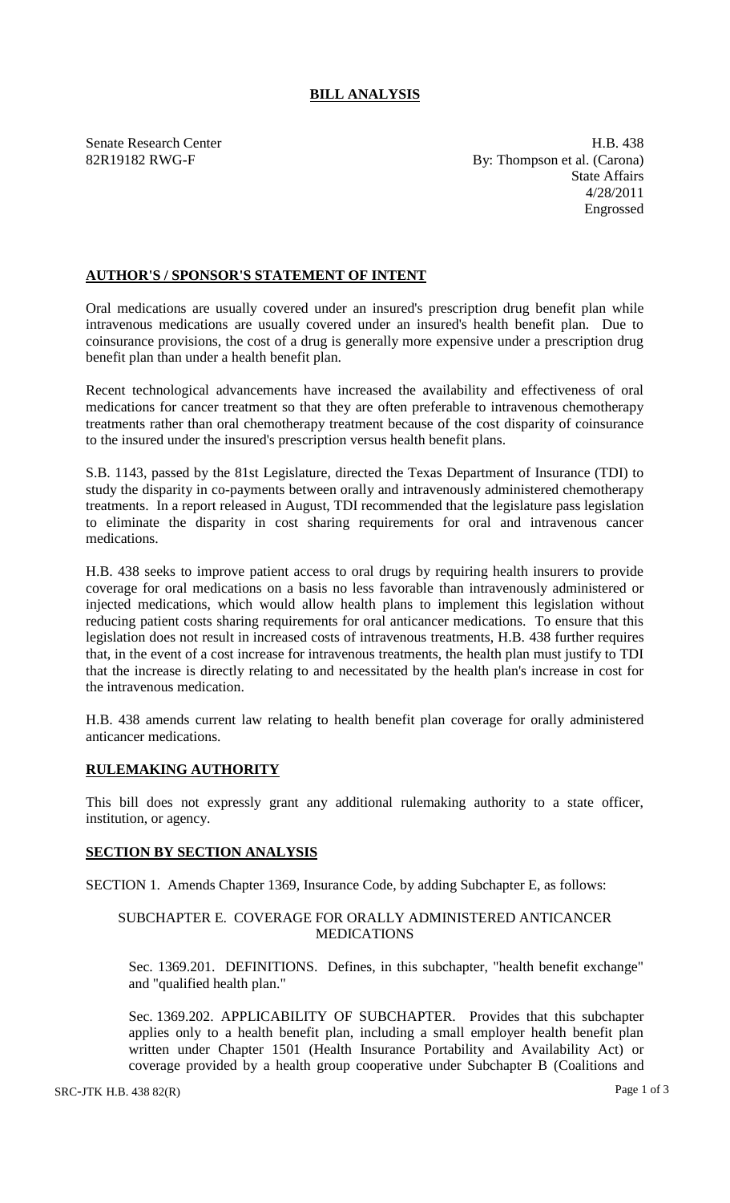# BILL ANALYSIS

Senate Research Center H.B. 438
82R19182 RWG-F By: Thompson et al. (Carona)
State Affairs
4/28/2011
Engrossed

## AUTHOR'S / SPONSOR'S STATEMENT OF INTENT

Oral medications are usually covered under an insured's prescription drug benefit plan while intravenous medications are usually covered under an insured's health benefit plan. Due to coinsurance provisions, the cost of a drug is generally more expensive under a prescription drug benefit plan than under a health benefit plan.

Recent technological advancements have increased the availability and effectiveness of oral medications for cancer treatment so that they are often preferable to intravenous chemotherapy treatments rather than oral chemotherapy treatment because of the cost disparity of coinsurance to the insured under the insured's prescription versus health benefit plans.

S.B. 1143, passed by the 81st Legislature, directed the Texas Department of Insurance (TDI) to study the disparity in co-payments between orally and intravenously administered chemotherapy treatments. In a report released in August, TDI recommended that the legislature pass legislation to eliminate the disparity in cost sharing requirements for oral and intravenous cancer medications.

H.B. 438 seeks to improve patient access to oral drugs by requiring health insurers to provide coverage for oral medications on a basis no less favorable than intravenously administered or injected medications, which would allow health plans to implement this legislation without reducing patient costs sharing requirements for oral anticancer medications. To ensure that this legislation does not result in increased costs of intravenous treatments, H.B. 438 further requires that, in the event of a cost increase for intravenous treatments, the health plan must justify to TDI that the increase is directly relating to and necessitated by the health plan's increase in cost for the intravenous medication.

H.B. 438 amends current law relating to health benefit plan coverage for orally administered anticancer medications.

## RULEMAKING AUTHORITY

This bill does not expressly grant any additional rulemaking authority to a state officer, institution, or agency.

## SECTION BY SECTION ANALYSIS

SECTION 1. Amends Chapter 1369, Insurance Code, by adding Subchapter E, as follows:

SUBCHAPTER E. COVERAGE FOR ORALLY ADMINISTERED ANTICANCER MEDICATIONS

Sec. 1369.201. DEFINITIONS. Defines, in this subchapter, "health benefit exchange" and "qualified health plan."

Sec. 1369.202. APPLICABILITY OF SUBCHAPTER. Provides that this subchapter applies only to a health benefit plan, including a small employer health benefit plan written under Chapter 1501 (Health Insurance Portability and Availability Act) or coverage provided by a health group cooperative under Subchapter B (Coalitions and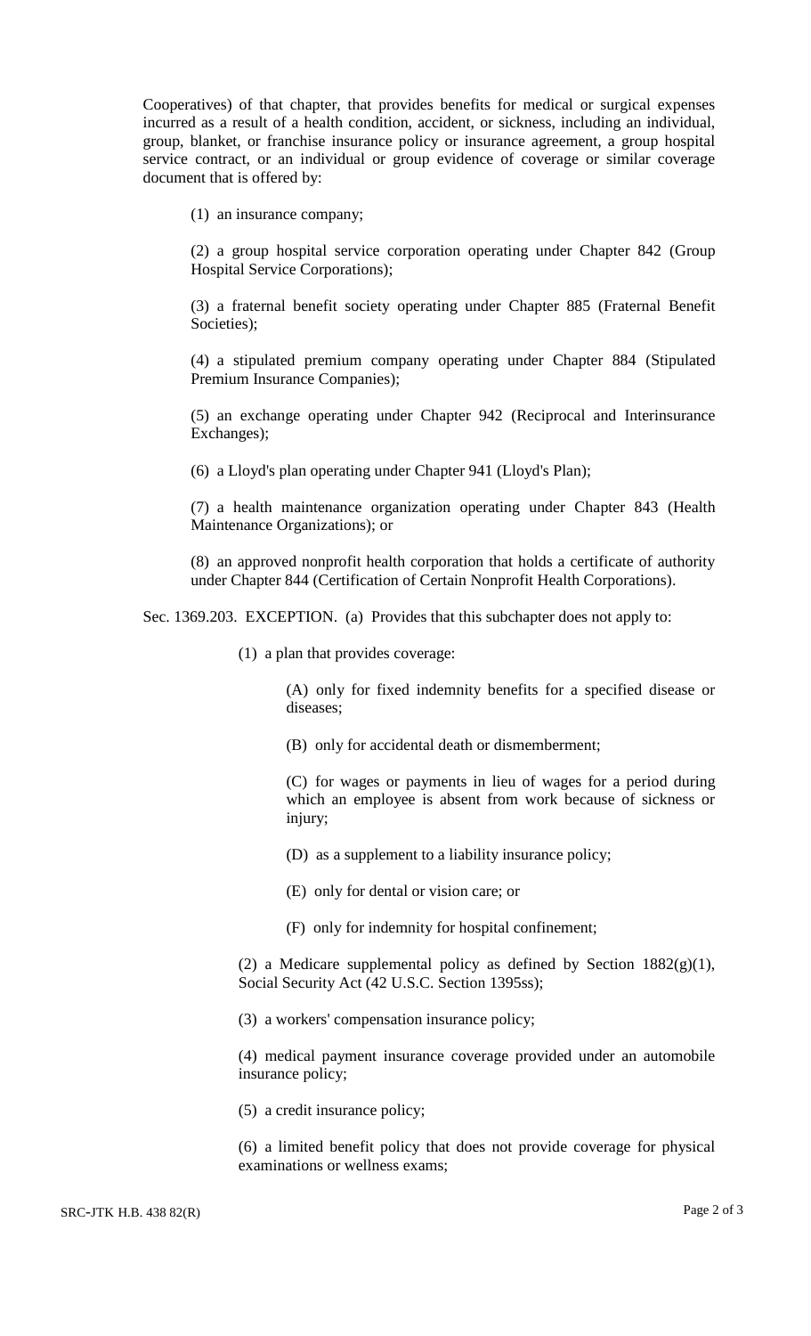Cooperatives) of that chapter, that provides benefits for medical or surgical expenses incurred as a result of a health condition, accident, or sickness, including an individual, group, blanket, or franchise insurance policy or insurance agreement, a group hospital service contract, or an individual or group evidence of coverage or similar coverage document that is offered by:

(1) an insurance company;

(2) a group hospital service corporation operating under Chapter 842 (Group Hospital Service Corporations);

(3) a fraternal benefit society operating under Chapter 885 (Fraternal Benefit Societies);

(4) a stipulated premium company operating under Chapter 884 (Stipulated Premium Insurance Companies);

(5) an exchange operating under Chapter 942 (Reciprocal and Interinsurance Exchanges);

(6) a Lloyd's plan operating under Chapter 941 (Lloyd's Plan);

(7) a health maintenance organization operating under Chapter 843 (Health Maintenance Organizations); or

(8) an approved nonprofit health corporation that holds a certificate of authority under Chapter 844 (Certification of Certain Nonprofit Health Corporations).

Sec. 1369.203. EXCEPTION. (a) Provides that this subchapter does not apply to:

(1) a plan that provides coverage:

(A) only for fixed indemnity benefits for a specified disease or diseases;

(B) only for accidental death or dismemberment;

(C) for wages or payments in lieu of wages for a period during which an employee is absent from work because of sickness or injury;

(D) as a supplement to a liability insurance policy;

(E) only for dental or vision care; or

(F) only for indemnity for hospital confinement;

(2) a Medicare supplemental policy as defined by Section 1882(g)(1), Social Security Act (42 U.S.C. Section 1395ss);

(3) a workers' compensation insurance policy;

(4) medical payment insurance coverage provided under an automobile insurance policy;

(5) a credit insurance policy;

(6) a limited benefit policy that does not provide coverage for physical examinations or wellness exams;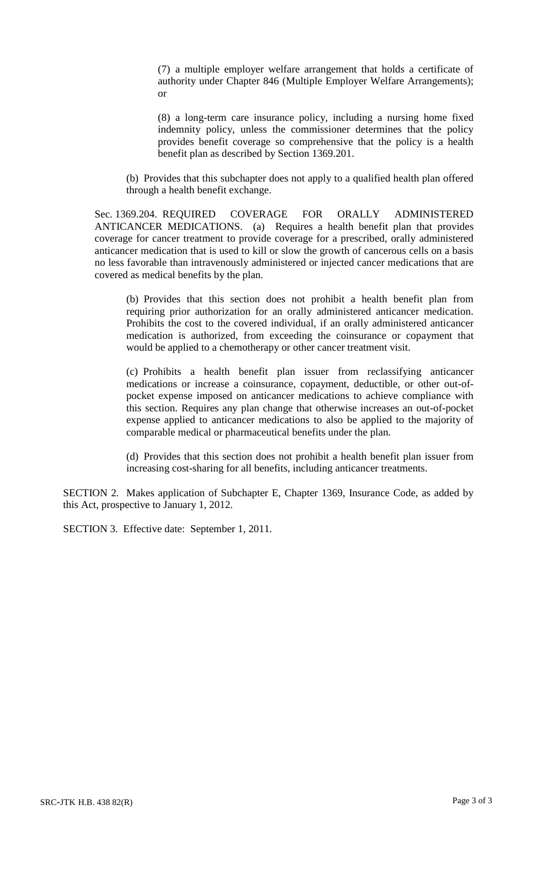(7) a multiple employer welfare arrangement that holds a certificate of authority under Chapter 846 (Multiple Employer Welfare Arrangements); or

(8) a long-term care insurance policy, including a nursing home fixed indemnity policy, unless the commissioner determines that the policy provides benefit coverage so comprehensive that the policy is a health benefit plan as described by Section 1369.201.

(b) Provides that this subchapter does not apply to a qualified health plan offered through a health benefit exchange.

Sec. 1369.204. REQUIRED COVERAGE FOR ORALLY ADMINISTERED ANTICANCER MEDICATIONS. (a) Requires a health benefit plan that provides coverage for cancer treatment to provide coverage for a prescribed, orally administered anticancer medication that is used to kill or slow the growth of cancerous cells on a basis no less favorable than intravenously administered or injected cancer medications that are covered as medical benefits by the plan.

(b) Provides that this section does not prohibit a health benefit plan from requiring prior authorization for an orally administered anticancer medication. Prohibits the cost to the covered individual, if an orally administered anticancer medication is authorized, from exceeding the coinsurance or copayment that would be applied to a chemotherapy or other cancer treatment visit.

(c) Prohibits a health benefit plan issuer from reclassifying anticancer medications or increase a coinsurance, copayment, deductible, or other out-of-pocket expense imposed on anticancer medications to achieve compliance with this section. Requires any plan change that otherwise increases an out-of-pocket expense applied to anticancer medications to also be applied to the majority of comparable medical or pharmaceutical benefits under the plan.

(d) Provides that this section does not prohibit a health benefit plan issuer from increasing cost-sharing for all benefits, including anticancer treatments.

SECTION 2. Makes application of Subchapter E, Chapter 1369, Insurance Code, as added by this Act, prospective to January 1, 2012.

SECTION 3. Effective date: September 1, 2011.